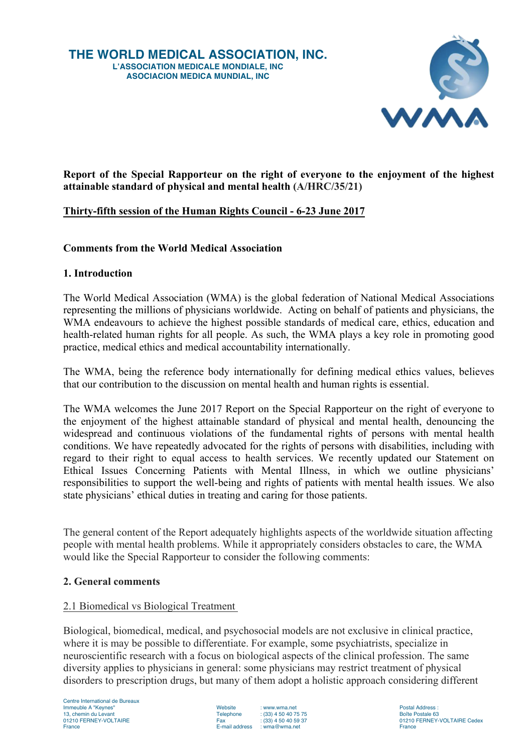**THE WORLD MEDICAL ASSOCIATION, INC.**
**L'ASSOCIATION MEDICALE MONDIALE, INC**
**ASOCIACION MEDICA MUNDIAL, INC**

**Report of the Special Rapporteur on the right of everyone to the enjoyment of the highest attainable standard of physical and mental health (A/HRC/35/21)**

**Thirty-fifth session of the Human Rights Council - 6-23 June 2017**

**Comments from the World Medical Association**

## 1. Introduction

The World Medical Association (WMA) is the global federation of National Medical Associations representing the millions of physicians worldwide. Acting on behalf of patients and physicians, the WMA endeavours to achieve the highest possible standards of medical care, ethics, education and health-related human rights for all people. As such, the WMA plays a key role in promoting good practice, medical ethics and medical accountability internationally.

The WMA, being the reference body internationally for defining medical ethics values, believes that our contribution to the discussion on mental health and human rights is essential.

The WMA welcomes the June 2017 Report on the Special Rapporteur on the right of everyone to the enjoyment of the highest attainable standard of physical and mental health, denouncing the widespread and continuous violations of the fundamental rights of persons with mental health conditions. We have repeatedly advocated for the rights of persons with disabilities, including with regard to their right to equal access to health services. We recently updated our Statement on Ethical Issues Concerning Patients with Mental Illness, in which we outline physicians' responsibilities to support the well-being and rights of patients with mental health issues. We also state physicians' ethical duties in treating and caring for those patients.

The general content of the Report adequately highlights aspects of the worldwide situation affecting people with mental health problems. While it appropriately considers obstacles to care, the WMA would like the Special Rapporteur to consider the following comments:

## 2. General comments

### 2.1 Biomedical vs Biological Treatment

Biological, biomedical, medical, and psychosocial models are not exclusive in clinical practice, where it is may be possible to differentiate. For example, some psychiatrists, specialize in neuroscientific research with a focus on biological aspects of the clinical profession. The same diversity applies to physicians in general: some physicians may restrict treatment of physical disorders to prescription drugs, but many of them adopt a holistic approach considering different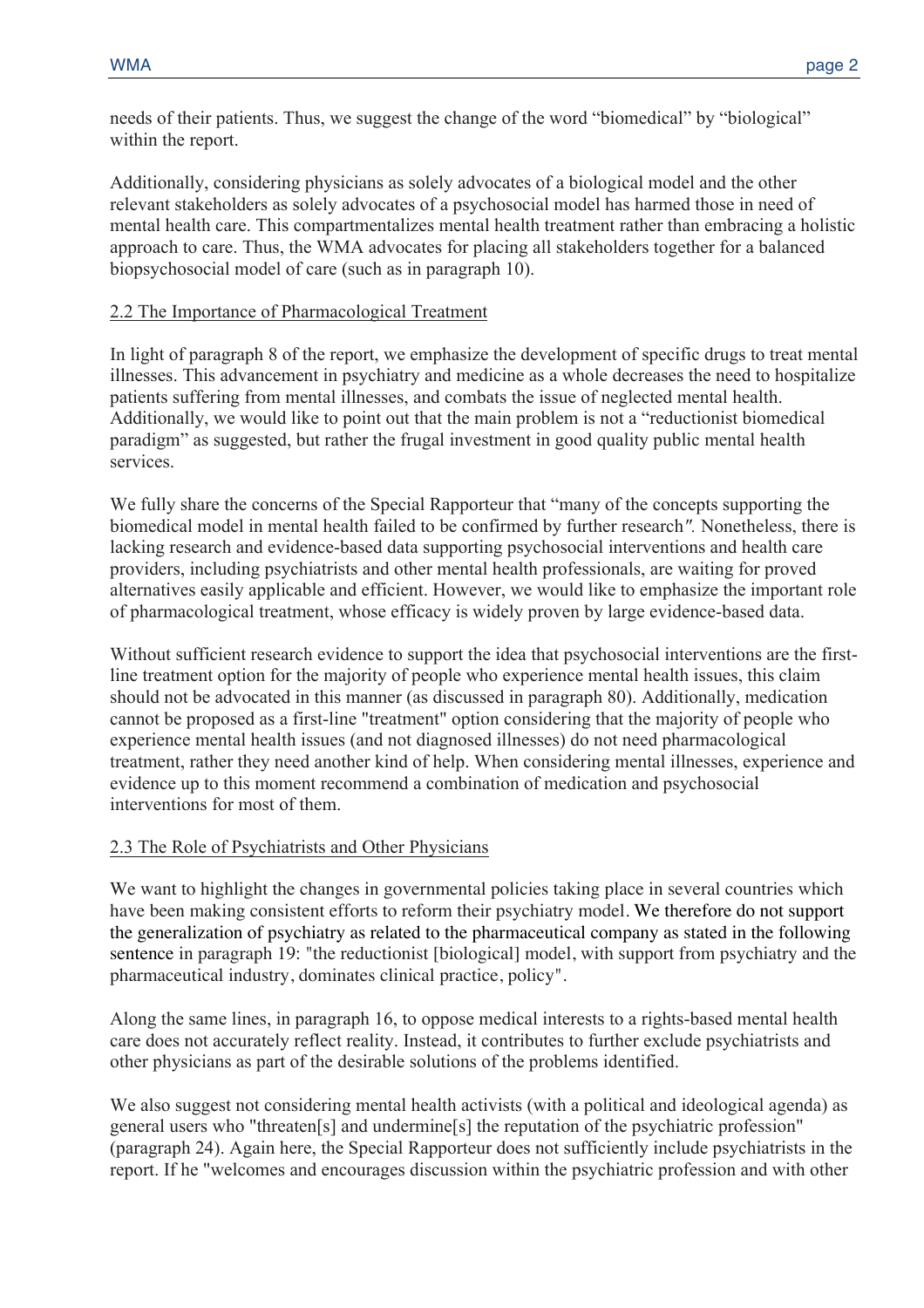needs of their patients. Thus, we suggest the change of the word "biomedical" by "biological" within the report.

Additionally, considering physicians as solely advocates of a biological model and the other relevant stakeholders as solely advocates of a psychosocial model has harmed those in need of mental health care. This compartmentalizes mental health treatment rather than embracing a holistic approach to care. Thus, the WMA advocates for placing all stakeholders together for a balanced biopsychosocial model of care (such as in paragraph 10).

### 2.2 The Importance of Pharmacological Treatment

In light of paragraph 8 of the report, we emphasize the development of specific drugs to treat mental illnesses. This advancement in psychiatry and medicine as a whole decreases the need to hospitalize patients suffering from mental illnesses, and combats the issue of neglected mental health. Additionally, we would like to point out that the main problem is not a "reductionist biomedical paradigm" as suggested, but rather the frugal investment in good quality public mental health services.

We fully share the concerns of the Special Rapporteur that "many of the concepts supporting the biomedical model in mental health failed to be confirmed by further research*"*. Nonetheless, there is lacking research and evidence-based data supporting psychosocial interventions and health care providers, including psychiatrists and other mental health professionals, are waiting for proved alternatives easily applicable and efficient. However, we would like to emphasize the important role of pharmacological treatment, whose efficacy is widely proven by large evidence-based data.

Without sufficient research evidence to support the idea that psychosocial interventions are the first-line treatment option for the majority of people who experience mental health issues, this claim should not be advocated in this manner (as discussed in paragraph 80). Additionally, medication cannot be proposed as a first-line "treatment" option considering that the majority of people who experience mental health issues (and not diagnosed illnesses) do not need pharmacological treatment, rather they need another kind of help. When considering mental illnesses, experience and evidence up to this moment recommend a combination of medication and psychosocial interventions for most of them.

### 2.3 The Role of Psychiatrists and Other Physicians

We want to highlight the changes in governmental policies taking place in several countries which have been making consistent efforts to reform their psychiatry model. We therefore do not support the generalization of psychiatry as related to the pharmaceutical company as stated in the following sentence in paragraph 19: "the reductionist [biological] model, with support from psychiatry and the pharmaceutical industry, dominates clinical practice, policy".

Along the same lines, in paragraph 16, to oppose medical interests to a rights-based mental health care does not accurately reflect reality. Instead, it contributes to further exclude psychiatrists and other physicians as part of the desirable solutions of the problems identified.

We also suggest not considering mental health activists (with a political and ideological agenda) as general users who "threaten[s] and undermine[s] the reputation of the psychiatric profession" (paragraph 24). Again here, the Special Rapporteur does not sufficiently include psychiatrists in the report. If he "welcomes and encourages discussion within the psychiatric profession and with other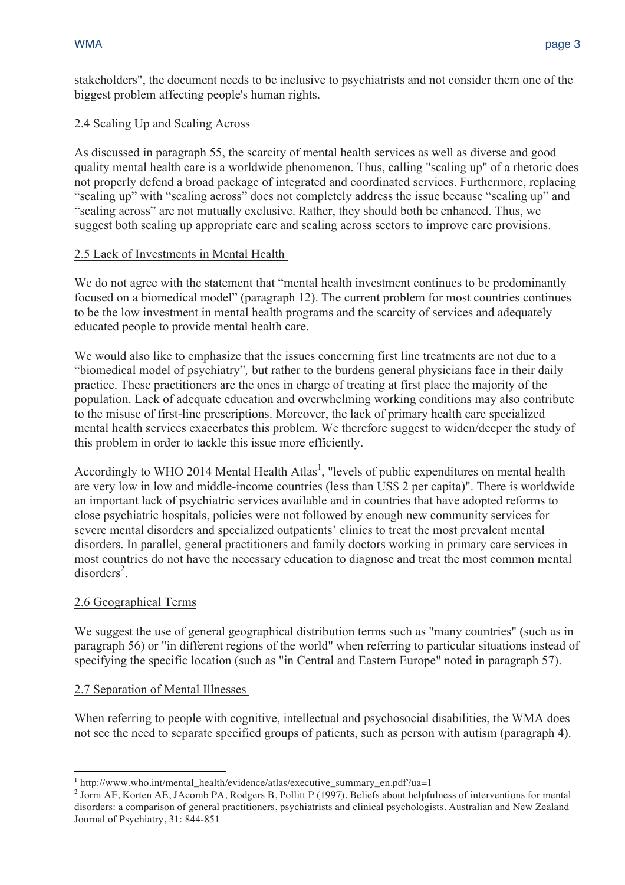stakeholders", the document needs to be inclusive to psychiatrists and not consider them one of the biggest problem affecting people's human rights.

### 2.4 Scaling Up and Scaling Across

As discussed in paragraph 55, the scarcity of mental health services as well as diverse and good quality mental health care is a worldwide phenomenon. Thus, calling "scaling up" of a rhetoric does not properly defend a broad package of integrated and coordinated services. Furthermore, replacing "scaling up" with "scaling across" does not completely address the issue because "scaling up" and "scaling across" are not mutually exclusive. Rather, they should both be enhanced. Thus, we suggest both scaling up appropriate care and scaling across sectors to improve care provisions.

### 2.5 Lack of Investments in Mental Health

We do not agree with the statement that "mental health investment continues to be predominantly focused on a biomedical model" (paragraph 12). The current problem for most countries continues to be the low investment in mental health programs and the scarcity of services and adequately educated people to provide mental health care.

We would also like to emphasize that the issues concerning first line treatments are not due to a "biomedical model of psychiatry"*,* but rather to the burdens general physicians face in their daily practice. These practitioners are the ones in charge of treating at first place the majority of the population. Lack of adequate education and overwhelming working conditions may also contribute to the misuse of first-line prescriptions. Moreover, the lack of primary health care specialized mental health services exacerbates this problem. We therefore suggest to widen/deeper the study of this problem in order to tackle this issue more efficiently.

Accordingly to WHO 2014 Mental Health Atlas[1], "levels of public expenditures on mental health are very low in low and middle-income countries (less than US$ 2 per capita)". There is worldwide an important lack of psychiatric services available and in countries that have adopted reforms to close psychiatric hospitals, policies were not followed by enough new community services for severe mental disorders and specialized outpatients' clinics to treat the most prevalent mental disorders. In parallel, general practitioners and family doctors working in primary care services in most countries do not have the necessary education to diagnose and treat the most common mental disorders[2].

### 2.6 Geographical Terms

We suggest the use of general geographical distribution terms such as "many countries" (such as in paragraph 56) or "in different regions of the world" when referring to particular situations instead of specifying the specific location (such as "in Central and Eastern Europe" noted in paragraph 57).

### 2.7 Separation of Mental Illnesses

When referring to people with cognitive, intellectual and psychosocial disabilities, the WMA does not see the need to separate specified groups of patients, such as person with autism (paragraph 4).

---

[1] http://www.who.int/mental_health/evidence/atlas/executive_summary_en.pdf?ua=1

[2] Jorm AF, Korten AE, JAcomb PA, Rodgers B, Pollitt P (1997). Beliefs about helpfulness of interventions for mental disorders: a comparison of general practitioners, psychiatrists and clinical psychologists. Australian and New Zealand Journal of Psychiatry, 31: 844-851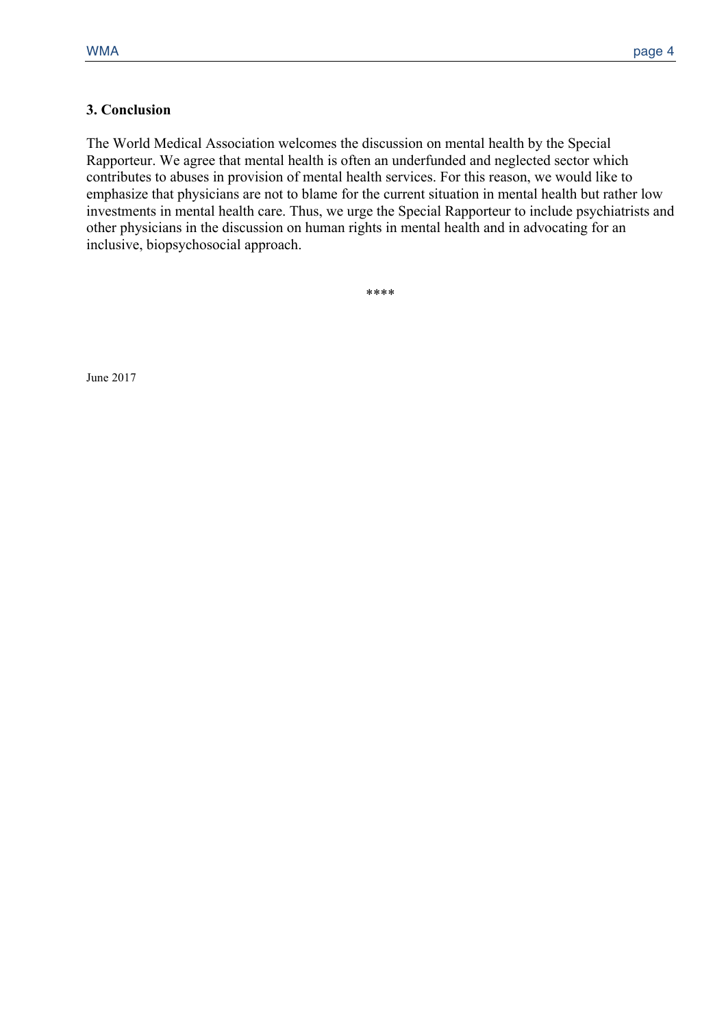## 3. Conclusion

The World Medical Association welcomes the discussion on mental health by the Special Rapporteur. We agree that mental health is often an underfunded and neglected sector which contributes to abuses in provision of mental health services. For this reason, we would like to emphasize that physicians are not to blame for the current situation in mental health but rather low investments in mental health care. Thus, we urge the Special Rapporteur to include psychiatrists and other physicians in the discussion on human rights in mental health and in advocating for an inclusive, biopsychosocial approach.

****

June 2017